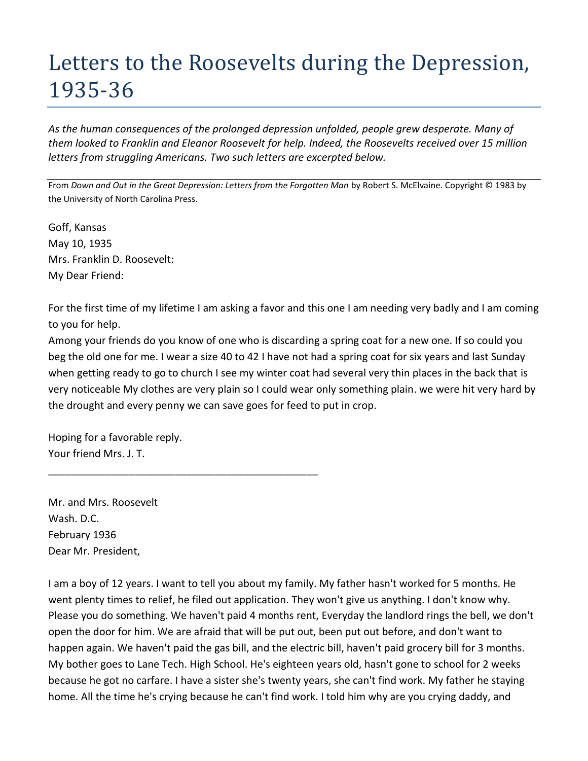# Letters to the Roosevelts during the Depression, 1935-36

*As the human consequences of the prolonged depression unfolded, people grew desperate. Many of them looked to Franklin and Eleanor Roosevelt for help. Indeed, the Roosevelts received over 15 million letters from struggling Americans. Two such letters are excerpted below.*

---

From *Down and Out in the Great Depression: Letters from the Forgotten Man* by Robert S. McElvaine. Copyright © 1983 by the University of North Carolina Press.

Goff, Kansas
May 10, 1935
Mrs. Franklin D. Roosevelt:
My Dear Friend:

For the first time of my lifetime I am asking a favor and this one I am needing very badly and I am coming to you for help.
Among your friends do you know of one who is discarding a spring coat for a new one. If so could you beg the old one for me. I wear a size 40 to 42 I have not had a spring coat for six years and last Sunday when getting ready to go to church I see my winter coat had several very thin places in the back that is very noticeable My clothes are very plain so I could wear only something plain. we were hit very hard by the drought and every penny we can save goes for feed to put in crop.

Hoping for a favorable reply.
Your friend Mrs. J. T.

---

Mr. and Mrs. Roosevelt
Wash. D.C.
February 1936
Dear Mr. President,

I am a boy of 12 years. I want to tell you about my family. My father hasn't worked for 5 months. He went plenty times to relief, he filed out application. They won't give us anything. I don't know why. Please you do something. We haven't paid 4 months rent, Everyday the landlord rings the bell, we don't open the door for him. We are afraid that will be put out, been put out before, and don't want to happen again. We haven't paid the gas bill, and the electric bill, haven't paid grocery bill for 3 months. My bother goes to Lane Tech. High School. He's eighteen years old, hasn't gone to school for 2 weeks because he got no carfare. I have a sister she's twenty years, she can't find work. My father he staying home. All the time he's crying because he can't find work. I told him why are you crying daddy, and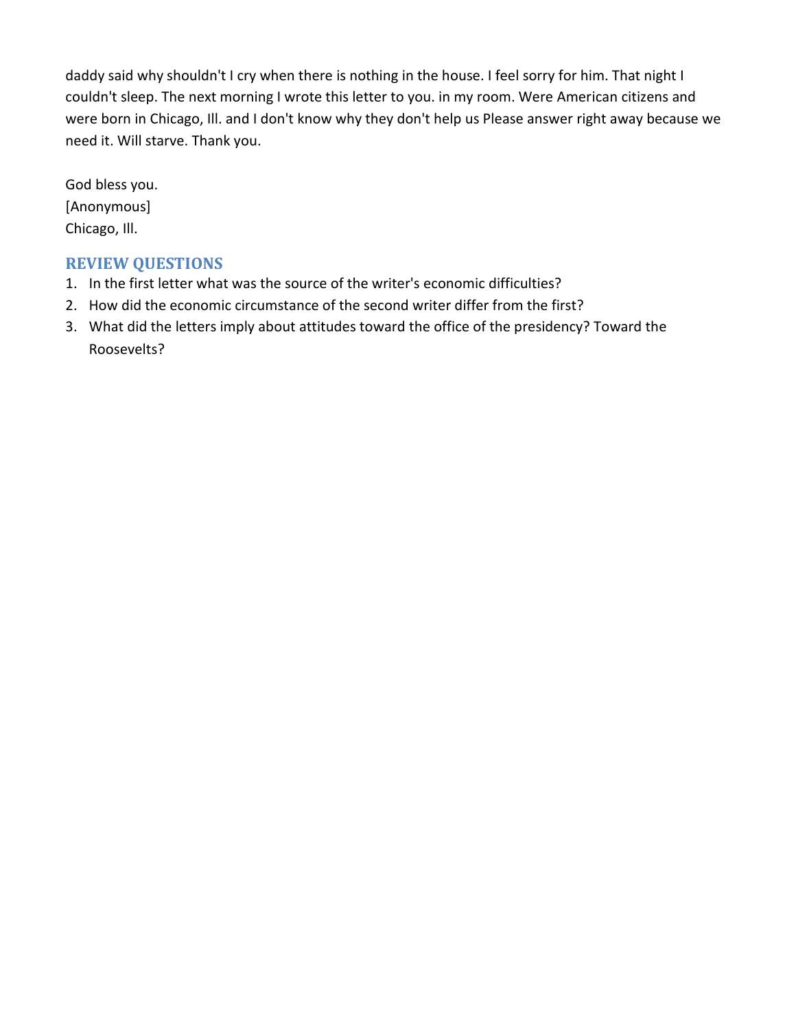daddy said why shouldn't I cry when there is nothing in the house. I feel sorry for him. That night I couldn't sleep. The next morning I wrote this letter to you. in my room. Were American citizens and were born in Chicago, Ill. and I don't know why they don't help us Please answer right away because we need it. Will starve. Thank you.

God bless you.
[Anonymous]
Chicago, Ill.

## REVIEW QUESTIONS

1. In the first letter what was the source of the writer's economic difficulties?
2. How did the economic circumstance of the second writer differ from the first?
3. What did the letters imply about attitudes toward the office of the presidency? Toward the Roosevelts?